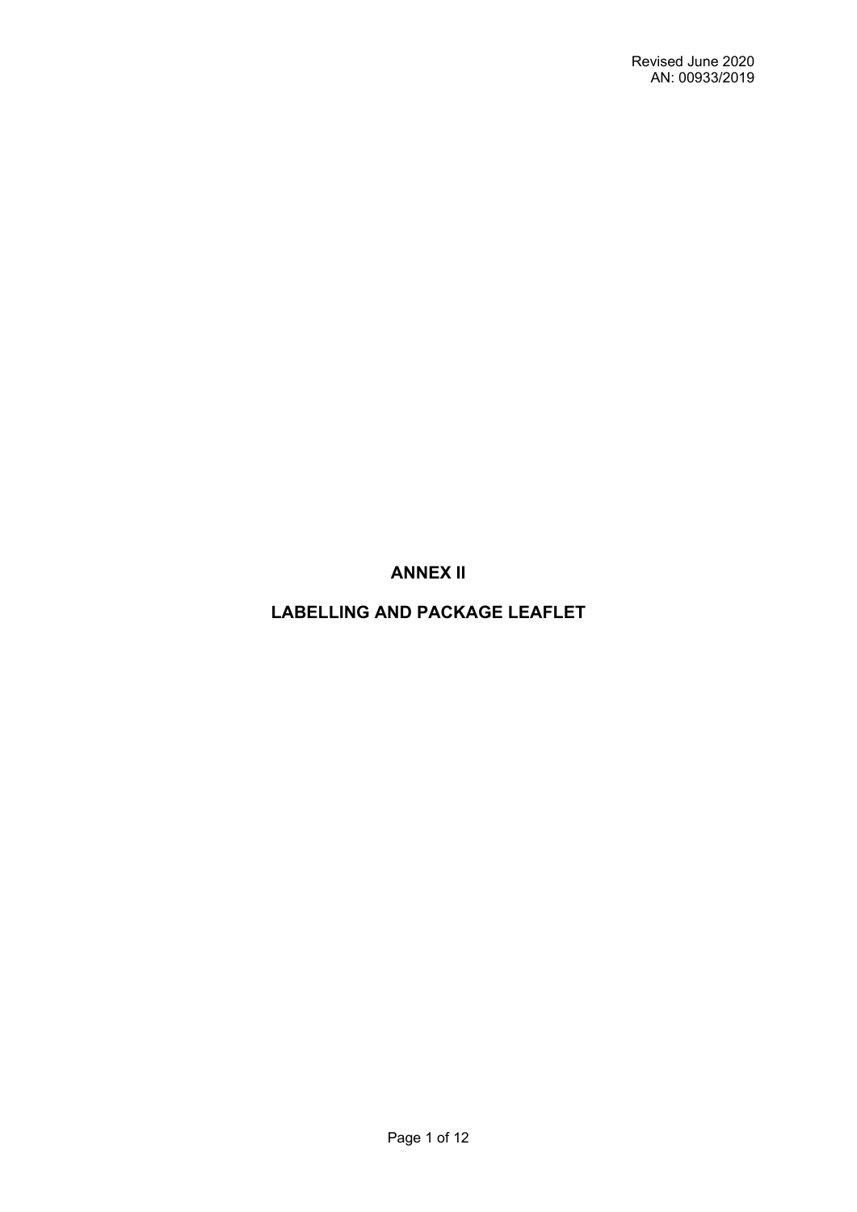Revised June 2020
AN: 00933/2019

# ANNEX II

# LABELLING AND PACKAGE LEAFLET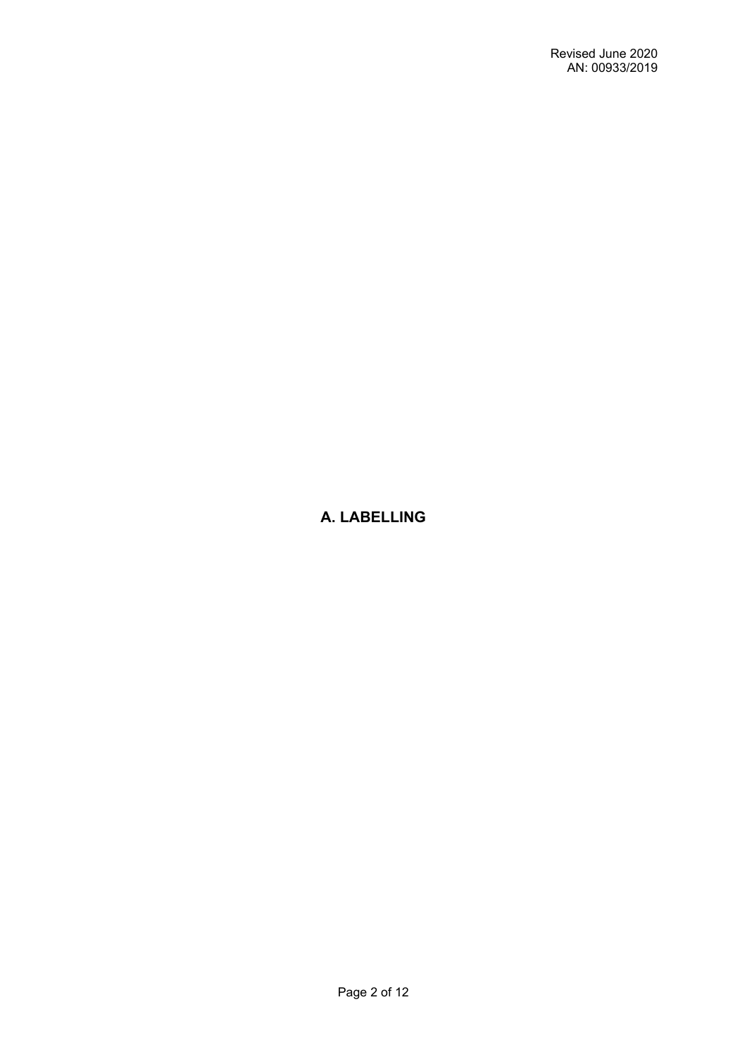# A. LABELLING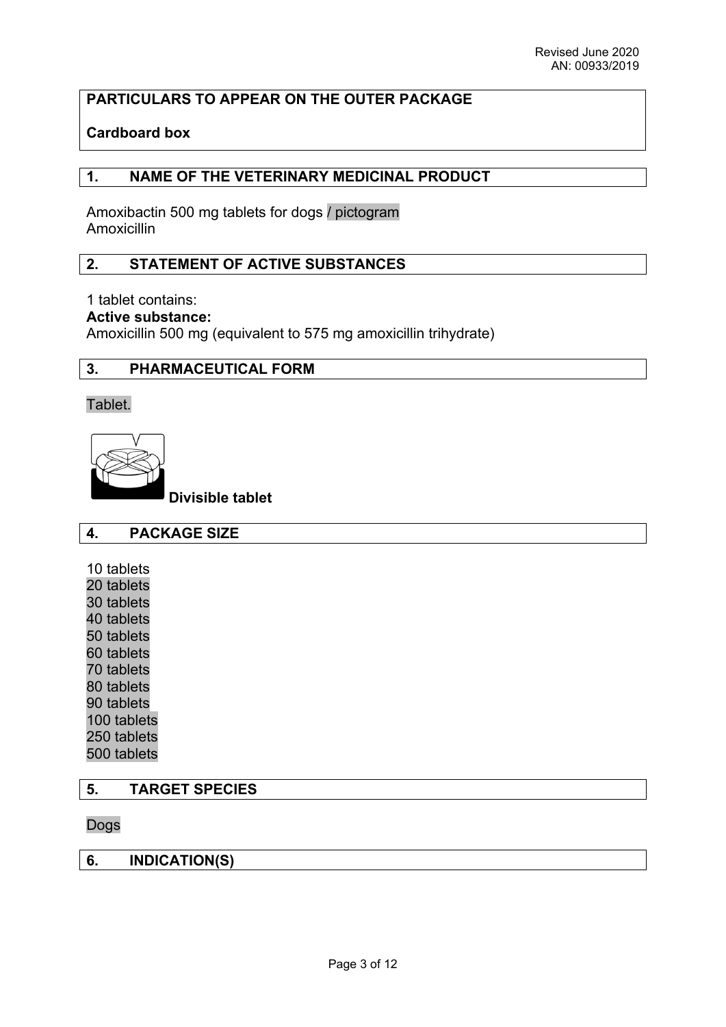Revised June 2020
AN: 00933/2019

**PARTICULARS TO APPEAR ON THE OUTER PACKAGE**

**Cardboard box**

## 1. NAME OF THE VETERINARY MEDICINAL PRODUCT

Amoxibactin 500 mg tablets for dogs / pictogram
Amoxicillin

## 2. STATEMENT OF ACTIVE SUBSTANCES

1 tablet contains:
**Active substance:**
Amoxicillin 500 mg (equivalent to 575 mg amoxicillin trihydrate)

## 3. PHARMACEUTICAL FORM

Tablet.

**Divisible tablet**

## 4. PACKAGE SIZE

10 tablets
20 tablets
30 tablets
40 tablets
50 tablets
60 tablets
70 tablets
80 tablets
90 tablets
100 tablets
250 tablets
500 tablets

## 5. TARGET SPECIES

Dogs

## 6. INDICATION(S)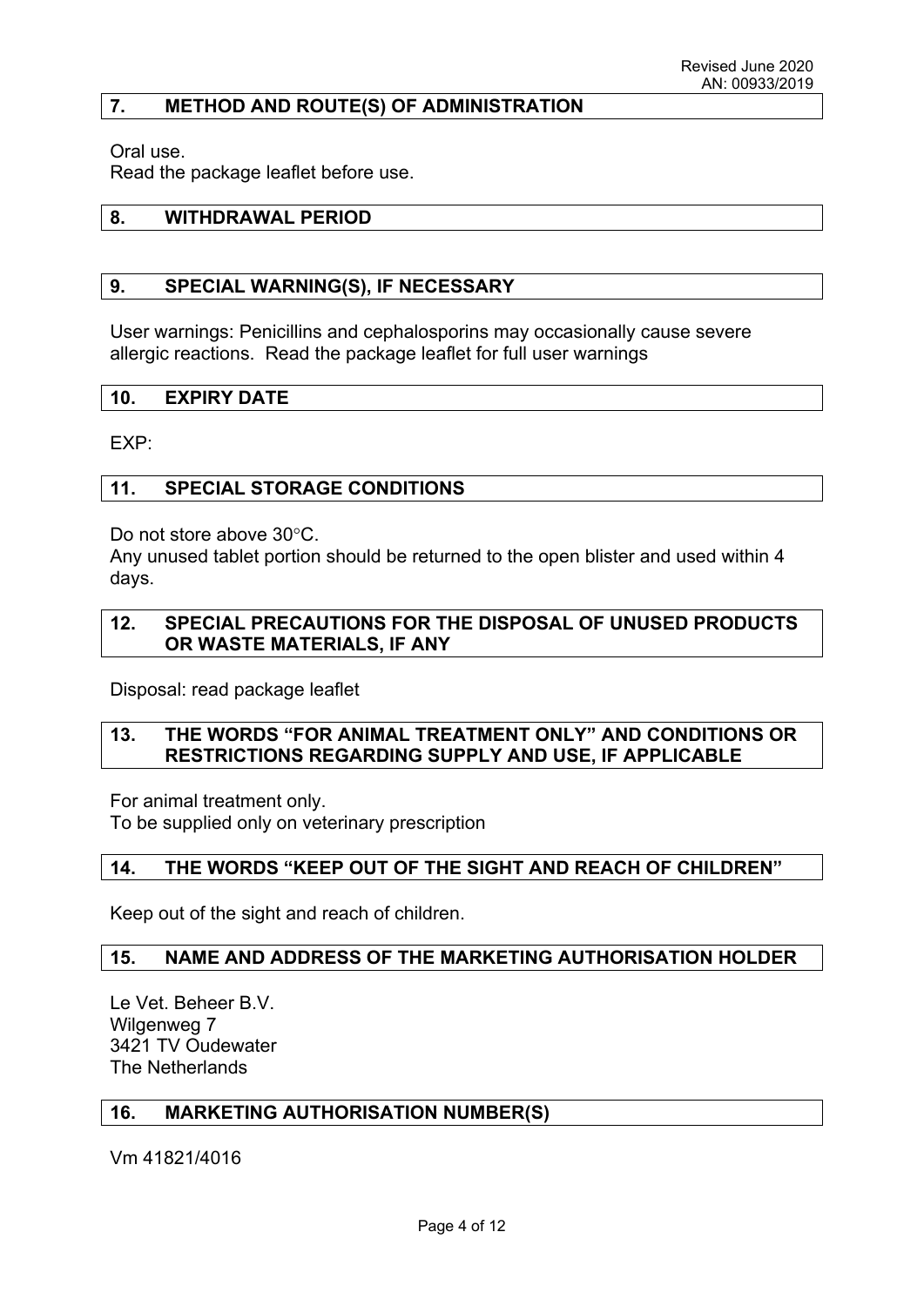Revised June 2020
AN: 00933/2019

## 7. METHOD AND ROUTE(S) OF ADMINISTRATION

Oral use.
Read the package leaflet before use.

## 8. WITHDRAWAL PERIOD

## 9. SPECIAL WARNING(S), IF NECESSARY

User warnings: Penicillins and cephalosporins may occasionally cause severe allergic reactions. Read the package leaflet for full user warnings

## 10. EXPIRY DATE

EXP:

## 11. SPECIAL STORAGE CONDITIONS

Do not store above 30°C.
Any unused tablet portion should be returned to the open blister and used within 4 days.

## 12. SPECIAL PRECAUTIONS FOR THE DISPOSAL OF UNUSED PRODUCTS OR WASTE MATERIALS, IF ANY

Disposal: read package leaflet

## 13. THE WORDS "FOR ANIMAL TREATMENT ONLY" AND CONDITIONS OR RESTRICTIONS REGARDING SUPPLY AND USE, IF APPLICABLE

For animal treatment only.
To be supplied only on veterinary prescription

## 14. THE WORDS "KEEP OUT OF THE SIGHT AND REACH OF CHILDREN"

Keep out of the sight and reach of children.

## 15. NAME AND ADDRESS OF THE MARKETING AUTHORISATION HOLDER

Le Vet. Beheer B.V.
Wilgenweg 7
3421 TV Oudewater
The Netherlands

## 16. MARKETING AUTHORISATION NUMBER(S)

Vm 41821/4016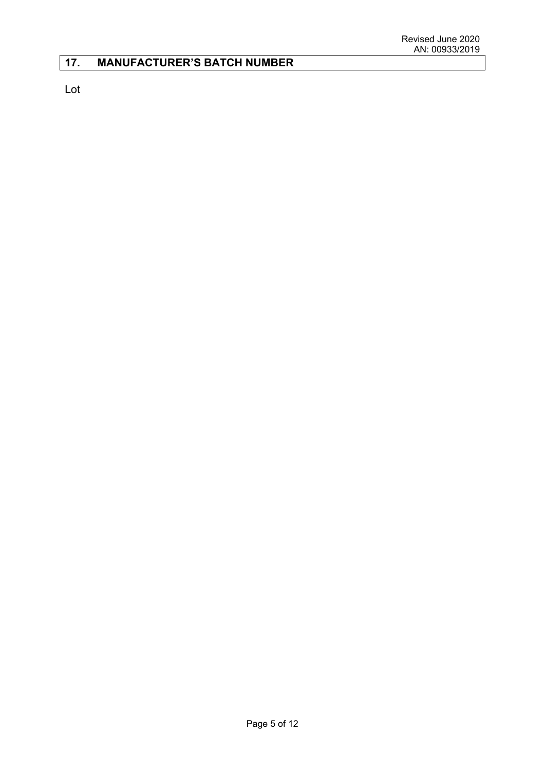## 17. MANUFACTURER'S BATCH NUMBER

Lot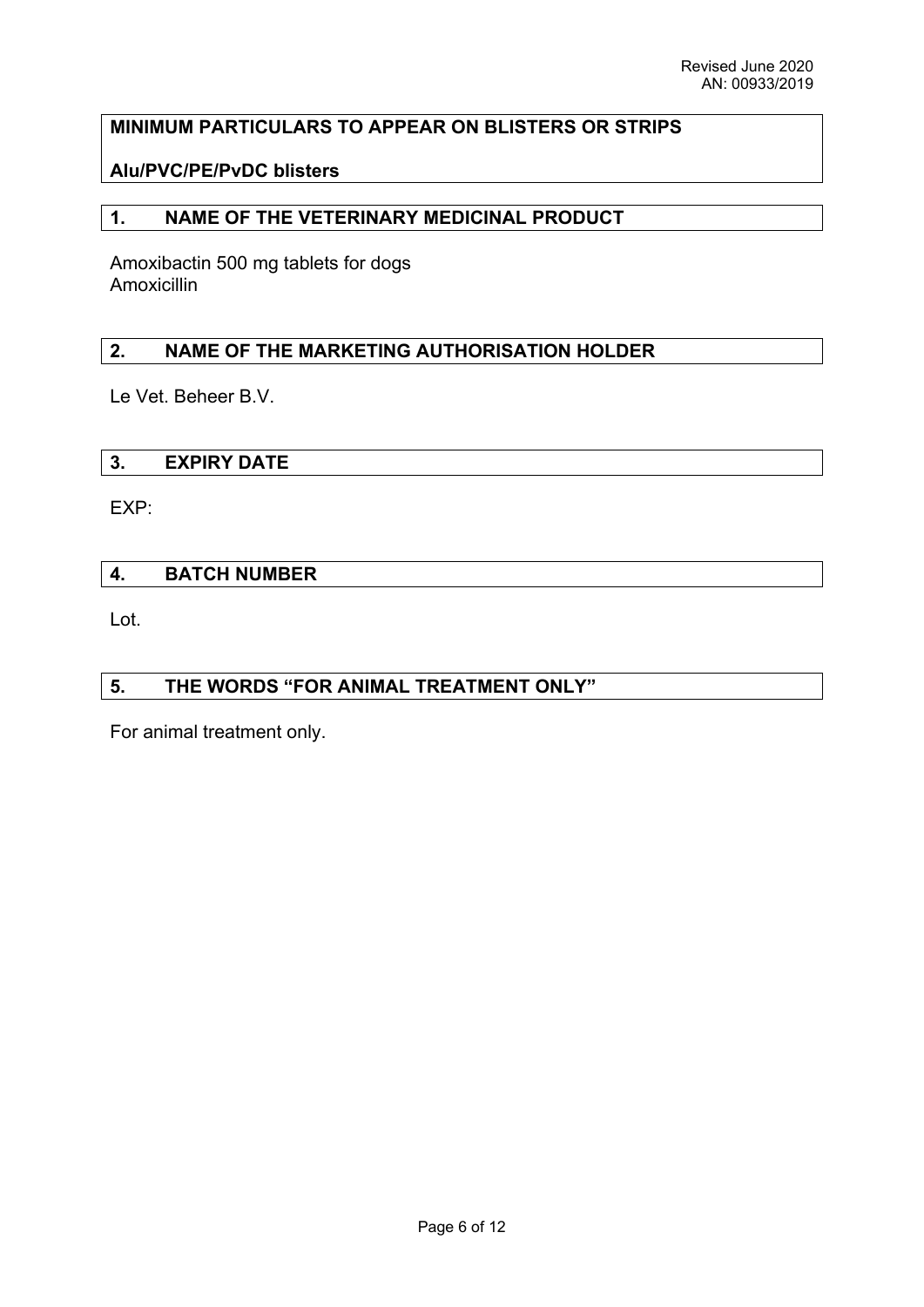**MINIMUM PARTICULARS TO APPEAR ON BLISTERS OR STRIPS**

**Alu/PVC/PE/PvDC blisters**

## 1. NAME OF THE VETERINARY MEDICINAL PRODUCT

Amoxibactin 500 mg tablets for dogs
Amoxicillin

## 2. NAME OF THE MARKETING AUTHORISATION HOLDER

Le Vet. Beheer B.V.

## 3. EXPIRY DATE

EXP:

## 4. BATCH NUMBER

Lot.

## 5. THE WORDS "FOR ANIMAL TREATMENT ONLY"

For animal treatment only.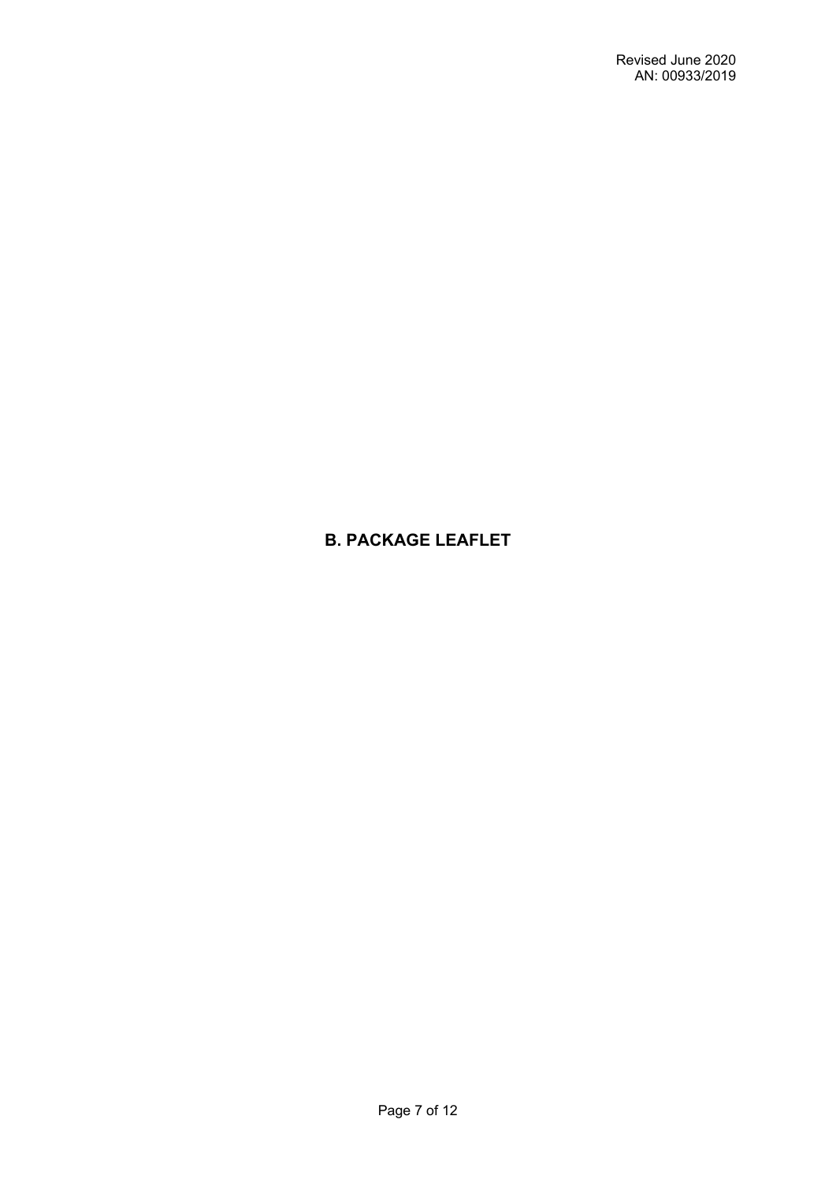# B. PACKAGE LEAFLET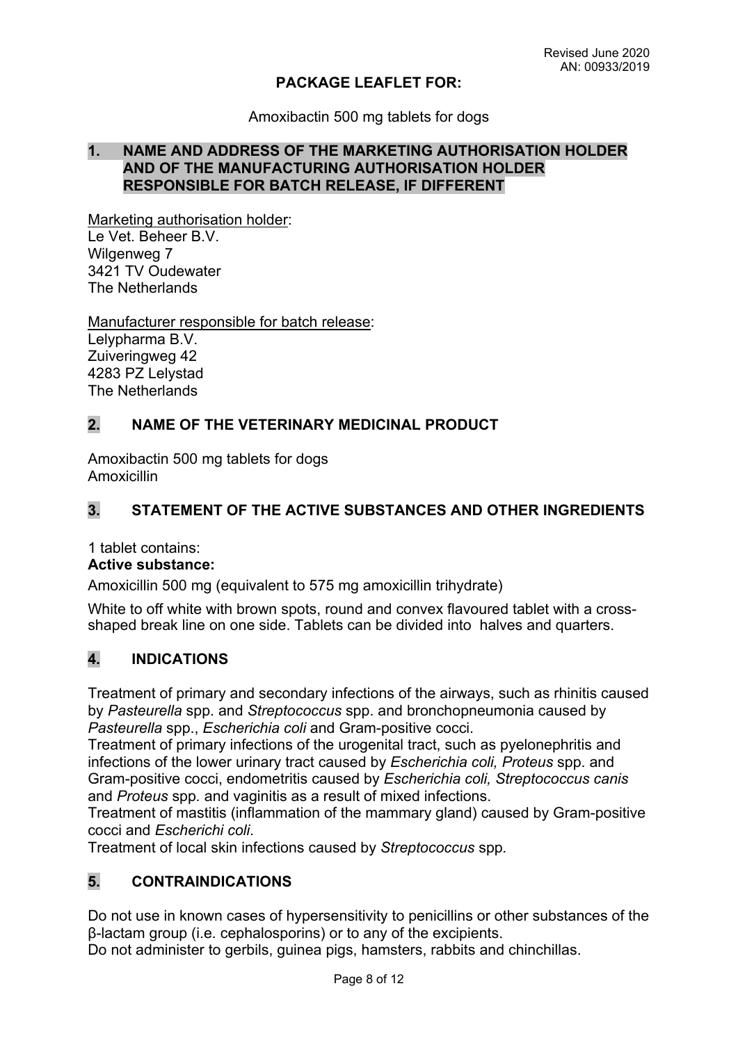Revised June 2020
AN: 00933/2019

**PACKAGE LEAFLET FOR:**

Amoxibactin 500 mg tablets for dogs

## 1. NAME AND ADDRESS OF THE MARKETING AUTHORISATION HOLDER AND OF THE MANUFACTURING AUTHORISATION HOLDER RESPONSIBLE FOR BATCH RELEASE, IF DIFFERENT

Marketing authorisation holder:
Le Vet. Beheer B.V.
Wilgenweg 7
3421 TV Oudewater
The Netherlands

Manufacturer responsible for batch release:
Lelypharma B.V.
Zuiveringweg 42
4283 PZ Lelystad
The Netherlands

## 2. NAME OF THE VETERINARY MEDICINAL PRODUCT

Amoxibactin 500 mg tablets for dogs
Amoxicillin

## 3. STATEMENT OF THE ACTIVE SUBSTANCES AND OTHER INGREDIENTS

1 tablet contains:
**Active substance:**

Amoxicillin 500 mg (equivalent to 575 mg amoxicillin trihydrate)

White to off white with brown spots, round and convex flavoured tablet with a cross-shaped break line on one side. Tablets can be divided into halves and quarters.

## 4. INDICATIONS

Treatment of primary and secondary infections of the airways, such as rhinitis caused by *Pasteurella* spp. and *Streptococcus* spp. and bronchopneumonia caused by *Pasteurella* spp., *Escherichia coli* and Gram-positive cocci.
Treatment of primary infections of the urogenital tract, such as pyelonephritis and infections of the lower urinary tract caused by *Escherichia coli, Proteus* spp. and Gram-positive cocci, endometritis caused by *Escherichia coli, Streptococcus canis* and *Proteus* spp. and vaginitis as a result of mixed infections.
Treatment of mastitis (inflammation of the mammary gland) caused by Gram-positive cocci and *Escherichi coli*.
Treatment of local skin infections caused by *Streptococcus* spp.

## 5. CONTRAINDICATIONS

Do not use in known cases of hypersensitivity to penicillins or other substances of the β-lactam group (i.e. cephalosporins) or to any of the excipients.
Do not administer to gerbils, guinea pigs, hamsters, rabbits and chinchillas.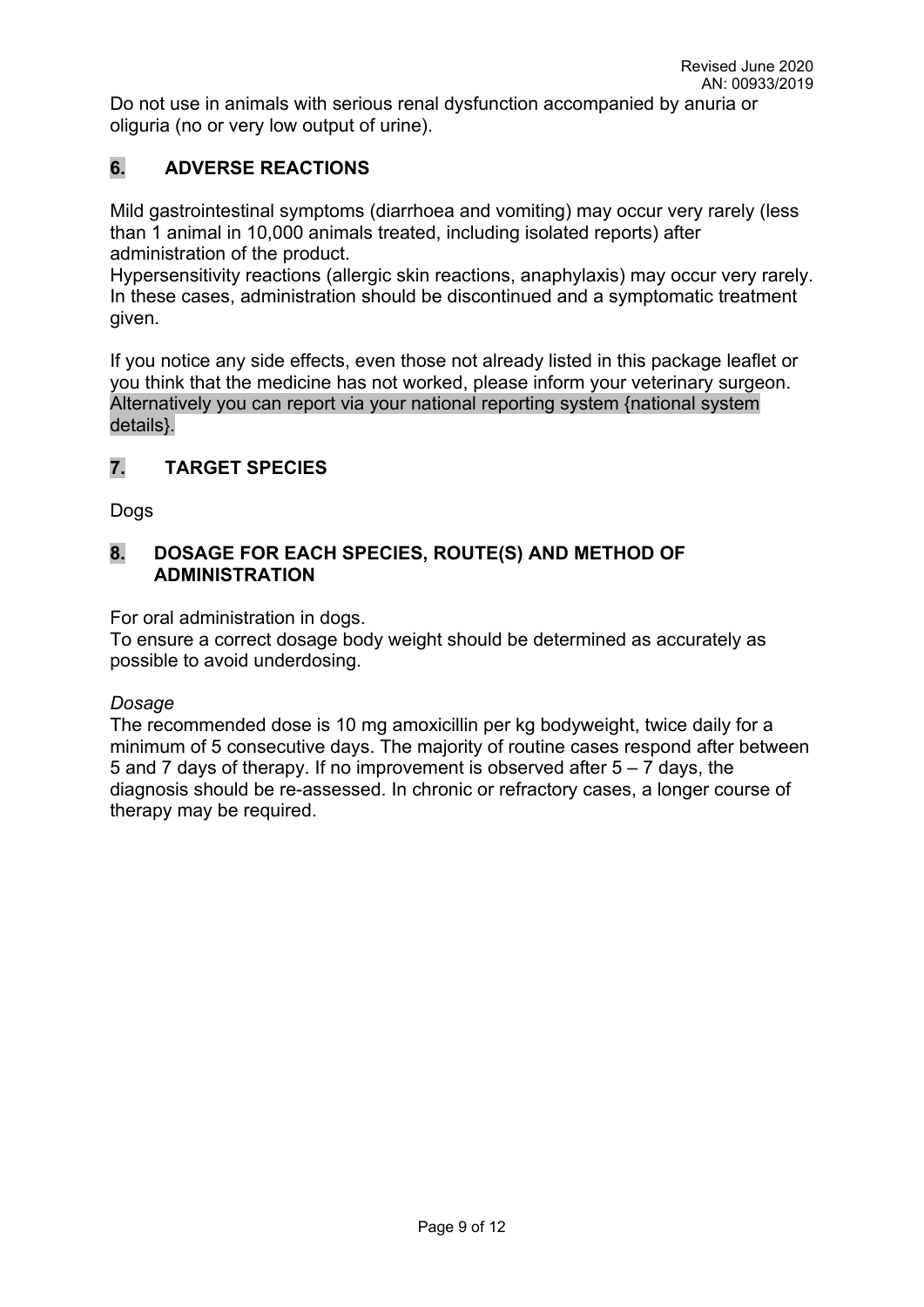Do not use in animals with serious renal dysfunction accompanied by anuria or oliguria (no or very low output of urine).

## 6. ADVERSE REACTIONS

Mild gastrointestinal symptoms (diarrhoea and vomiting) may occur very rarely (less than 1 animal in 10,000 animals treated, including isolated reports) after administration of the product.
Hypersensitivity reactions (allergic skin reactions, anaphylaxis) may occur very rarely. In these cases, administration should be discontinued and a symptomatic treatment given.

If you notice any side effects, even those not already listed in this package leaflet or you think that the medicine has not worked, please inform your veterinary surgeon. Alternatively you can report via your national reporting system {national system details}.

## 7. TARGET SPECIES

Dogs

## 8. DOSAGE FOR EACH SPECIES, ROUTE(S) AND METHOD OF ADMINISTRATION

For oral administration in dogs.
To ensure a correct dosage body weight should be determined as accurately as possible to avoid underdosing.

*Dosage*

The recommended dose is 10 mg amoxicillin per kg bodyweight, twice daily for a minimum of 5 consecutive days. The majority of routine cases respond after between 5 and 7 days of therapy. If no improvement is observed after 5 – 7 days, the diagnosis should be re-assessed. In chronic or refractory cases, a longer course of therapy may be required.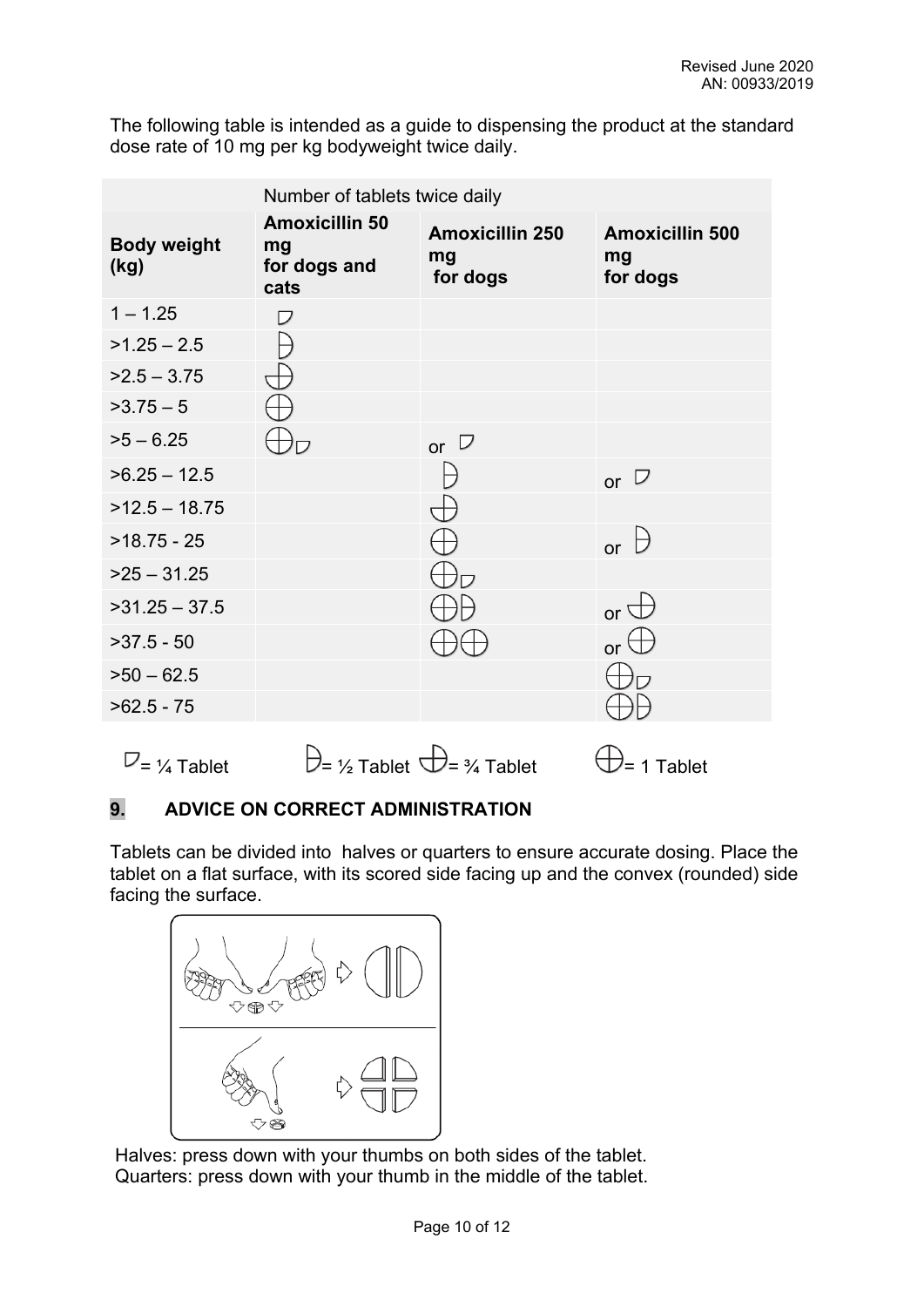The following table is intended as a guide to dispensing the product at the standard dose rate of 10 mg per kg bodyweight twice daily.

| | Number of tablets twice daily | | |
|---|---|---|---|
| **Body weight (kg)** | **Amoxicillin 50 mg for dogs and cats** | **Amoxicillin 250 mg for dogs** | **Amoxicillin 500 mg for dogs** |
| 1 – 1.25 | ¼ | | |
| >1.25 – 2.5 | ½ | | |
| >2.5 – 3.75 | ¾ | | |
| >3.75 – 5 | 1 | | |
| >5 – 6.25 | 1 + ¼ | or ¼ | |
| >6.25 – 12.5 | | ½ | or ¼ |
| >12.5 – 18.75 | | ¾ | |
| >18.75 - 25 | | 1 | or ½ |
| >25 – 31.25 | | 1 + ¼ | |
| >31.25 – 37.5 | | 1 + ½ | or ¾ |
| >37.5 - 50 | | 1 + 1 | or 1 |
| >50 – 62.5 | | | 1 + ¼ |
| >62.5 - 75 | | | 1 + ½ |

¼ = ¼ Tablet   ½ = ½ Tablet   ¾ = ¾ Tablet   1 = 1 Tablet

## 9. ADVICE ON CORRECT ADMINISTRATION

Tablets can be divided into halves or quarters to ensure accurate dosing. Place the tablet on a flat surface, with its scored side facing up and the convex (rounded) side facing the surface.

Halves: press down with your thumbs on both sides of the tablet.
Quarters: press down with your thumb in the middle of the tablet.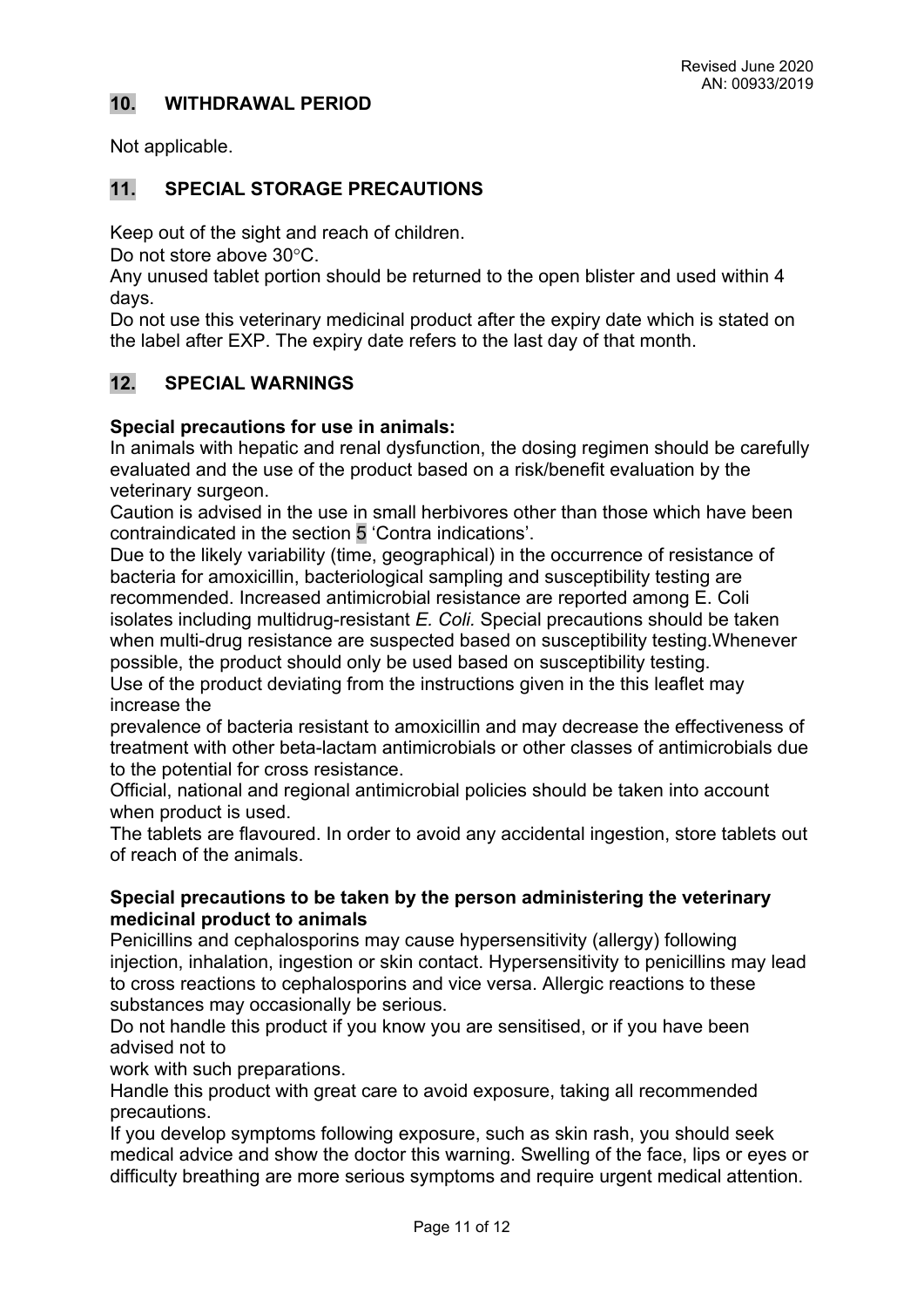## 10. WITHDRAWAL PERIOD

Not applicable.

## 11. SPECIAL STORAGE PRECAUTIONS

Keep out of the sight and reach of children.
Do not store above 30°C.
Any unused tablet portion should be returned to the open blister and used within 4 days.
Do not use this veterinary medicinal product after the expiry date which is stated on the label after EXP. The expiry date refers to the last day of that month.

## 12. SPECIAL WARNINGS

**Special precautions for use in animals:**
In animals with hepatic and renal dysfunction, the dosing regimen should be carefully evaluated and the use of the product based on a risk/benefit evaluation by the veterinary surgeon.
Caution is advised in the use in small herbivores other than those which have been contraindicated in the section 5 'Contra indications'.
Due to the likely variability (time, geographical) in the occurrence of resistance of bacteria for amoxicillin, bacteriological sampling and susceptibility testing are recommended. Increased antimicrobial resistance are reported among E. Coli isolates including multidrug-resistant *E. Coli.* Special precautions should be taken when multi-drug resistance are suspected based on susceptibility testing.Whenever possible, the product should only be used based on susceptibility testing.
Use of the product deviating from the instructions given in the this leaflet may increase the
prevalence of bacteria resistant to amoxicillin and may decrease the effectiveness of treatment with other beta-lactam antimicrobials or other classes of antimicrobials due to the potential for cross resistance.
Official, national and regional antimicrobial policies should be taken into account when product is used.
The tablets are flavoured. In order to avoid any accidental ingestion, store tablets out of reach of the animals.

**Special precautions to be taken by the person administering the veterinary medicinal product to animals**
Penicillins and cephalosporins may cause hypersensitivity (allergy) following injection, inhalation, ingestion or skin contact. Hypersensitivity to penicillins may lead to cross reactions to cephalosporins and vice versa. Allergic reactions to these substances may occasionally be serious.
Do not handle this product if you know you are sensitised, or if you have been advised not to
work with such preparations.
Handle this product with great care to avoid exposure, taking all recommended precautions.
If you develop symptoms following exposure, such as skin rash, you should seek medical advice and show the doctor this warning. Swelling of the face, lips or eyes or difficulty breathing are more serious symptoms and require urgent medical attention.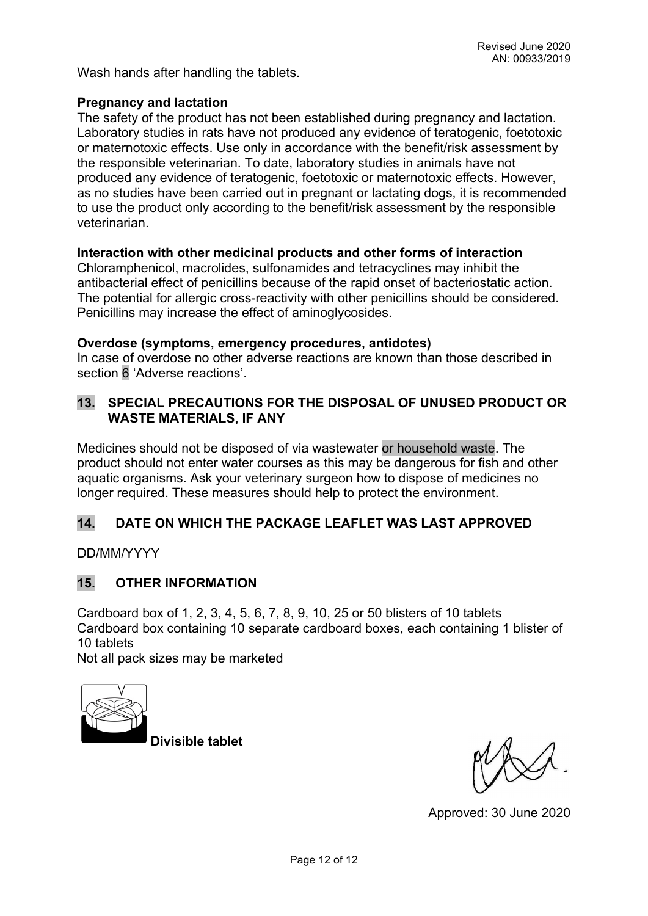Wash hands after handling the tablets.

**Pregnancy and lactation**

The safety of the product has not been established during pregnancy and lactation. Laboratory studies in rats have not produced any evidence of teratogenic, foetotoxic or maternotoxic effects. Use only in accordance with the benefit/risk assessment by the responsible veterinarian. To date, laboratory studies in animals have not produced any evidence of teratogenic, foetotoxic or maternotoxic effects. However, as no studies have been carried out in pregnant or lactating dogs, it is recommended to use the product only according to the benefit/risk assessment by the responsible veterinarian.

**Interaction with other medicinal products and other forms of interaction**

Chloramphenicol, macrolides, sulfonamides and tetracyclines may inhibit the antibacterial effect of penicillins because of the rapid onset of bacteriostatic action. The potential for allergic cross-reactivity with other penicillins should be considered. Penicillins may increase the effect of aminoglycosides.

**Overdose (symptoms, emergency procedures, antidotes)**

In case of overdose no other adverse reactions are known than those described in section 6 'Adverse reactions'.

## 13. SPECIAL PRECAUTIONS FOR THE DISPOSAL OF UNUSED PRODUCT OR WASTE MATERIALS, IF ANY

Medicines should not be disposed of via wastewater or household waste. The product should not enter water courses as this may be dangerous for fish and other aquatic organisms. Ask your veterinary surgeon how to dispose of medicines no longer required. These measures should help to protect the environment.

## 14. DATE ON WHICH THE PACKAGE LEAFLET WAS LAST APPROVED

DD/MM/YYYY

## 15. OTHER INFORMATION

Cardboard box of 1, 2, 3, 4, 5, 6, 7, 8, 9, 10, 25 or 50 blisters of 10 tablets
Cardboard box containing 10 separate cardboard boxes, each containing 1 blister of 10 tablets
Not all pack sizes may be marketed

**Divisible tablet**

Approved: 30 June 2020